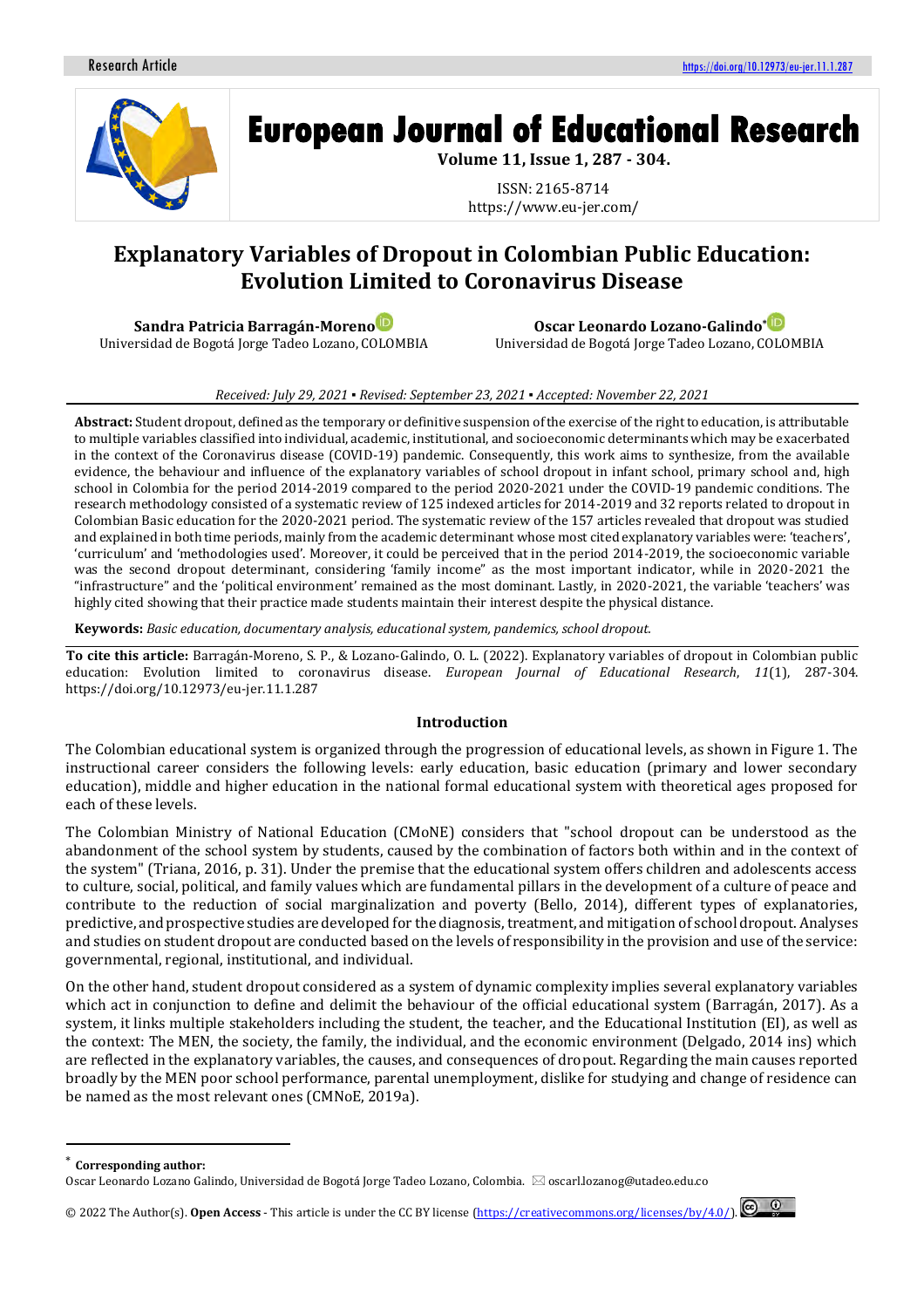# Explanatory Variables of Dropout in Colombian Public Education: Evolution Limited to Coronavirus Disease

**Sandra Patricia Barragán-Moreno**
Universidad de Bogotá Jorge Tadeo Lozano, COLOMBIA

**Oscar Leonardo Lozano-Galindo***
Universidad de Bogotá Jorge Tadeo Lozano, COLOMBIA

*Received: July 29, 2021 ▪ Revised: September 23, 2021 ▪ Accepted: November 22, 2021*

**Abstract:** Student dropout, defined as the temporary or definitive suspension of the exercise of the right to education, is attributable to multiple variables classified into individual, academic, institutional, and socioeconomic determinants which may be exacerbated in the context of the Coronavirus disease (COVID-19) pandemic. Consequently, this work aims to synthesize, from the available evidence, the behaviour and influence of the explanatory variables of school dropout in infant school, primary school and, high school in Colombia for the period 2014-2019 compared to the period 2020-2021 under the COVID-19 pandemic conditions. The research methodology consisted of a systematic review of 125 indexed articles for 2014-2019 and 32 reports related to dropout in Colombian Basic education for the 2020-2021 period. The systematic review of the 157 articles revealed that dropout was studied and explained in both time periods, mainly from the academic determinant whose most cited explanatory variables were: 'teachers', 'curriculum' and 'methodologies used'. Moreover, it could be perceived that in the period 2014-2019, the socioeconomic variable was the second dropout determinant, considering 'family income" as the most important indicator, while in 2020-2021 the "infrastructure" and the 'political environment' remained as the most dominant. Lastly, in 2020-2021, the variable 'teachers' was highly cited showing that their practice made students maintain their interest despite the physical distance.

**Keywords:** *Basic education, documentary analysis, educational system, pandemics, school dropout.*

**To cite this article:** Barragán-Moreno, S. P., & Lozano-Galindo, O. L. (2022). Explanatory variables of dropout in Colombian public education: Evolution limited to coronavirus disease. *European Journal of Educational Research*, *11*(1), 287-304. https://doi.org/10.12973/eu-jer.11.1.287

## Introduction

The Colombian educational system is organized through the progression of educational levels, as shown in Figure 1. The instructional career considers the following levels: early education, basic education (primary and lower secondary education), middle and higher education in the national formal educational system with theoretical ages proposed for each of these levels.

The Colombian Ministry of National Education (CMoNE) considers that "school dropout can be understood as the abandonment of the school system by students, caused by the combination of factors both within and in the context of the system" (Triana, 2016, p. 31). Under the premise that the educational system offers children and adolescents access to culture, social, political, and family values which are fundamental pillars in the development of a culture of peace and contribute to the reduction of social marginalization and poverty (Bello, 2014), different types of explanatories, predictive, and prospective studies are developed for the diagnosis, treatment, and mitigation of school dropout. Analyses and studies on student dropout are conducted based on the levels of responsibility in the provision and use of the service: governmental, regional, institutional, and individual.

On the other hand, student dropout considered as a system of dynamic complexity implies several explanatory variables which act in conjunction to define and delimit the behaviour of the official educational system (Barragán, 2017). As a system, it links multiple stakeholders including the student, the teacher, and the Educational Institution (EI), as well as the context: The MEN, the society, the family, the individual, and the economic environment (Delgado, 2014 ins) which are reflected in the explanatory variables, the causes, and consequences of dropout. Regarding the main causes reported broadly by the MEN poor school performance, parental unemployment, dislike for studying and change of residence can be named as the most relevant ones (CMNoE, 2019a).

---

\* **Corresponding author:**
Oscar Leonardo Lozano Galindo, Universidad de Bogotá Jorge Tadeo Lozano, Colombia. ✉ oscarl.lozanog@utadeo.edu.co

© 2022 The Author(s). **Open Access** - This article is under the CC BY license (https://creativecommons.org/licenses/by/4.0/).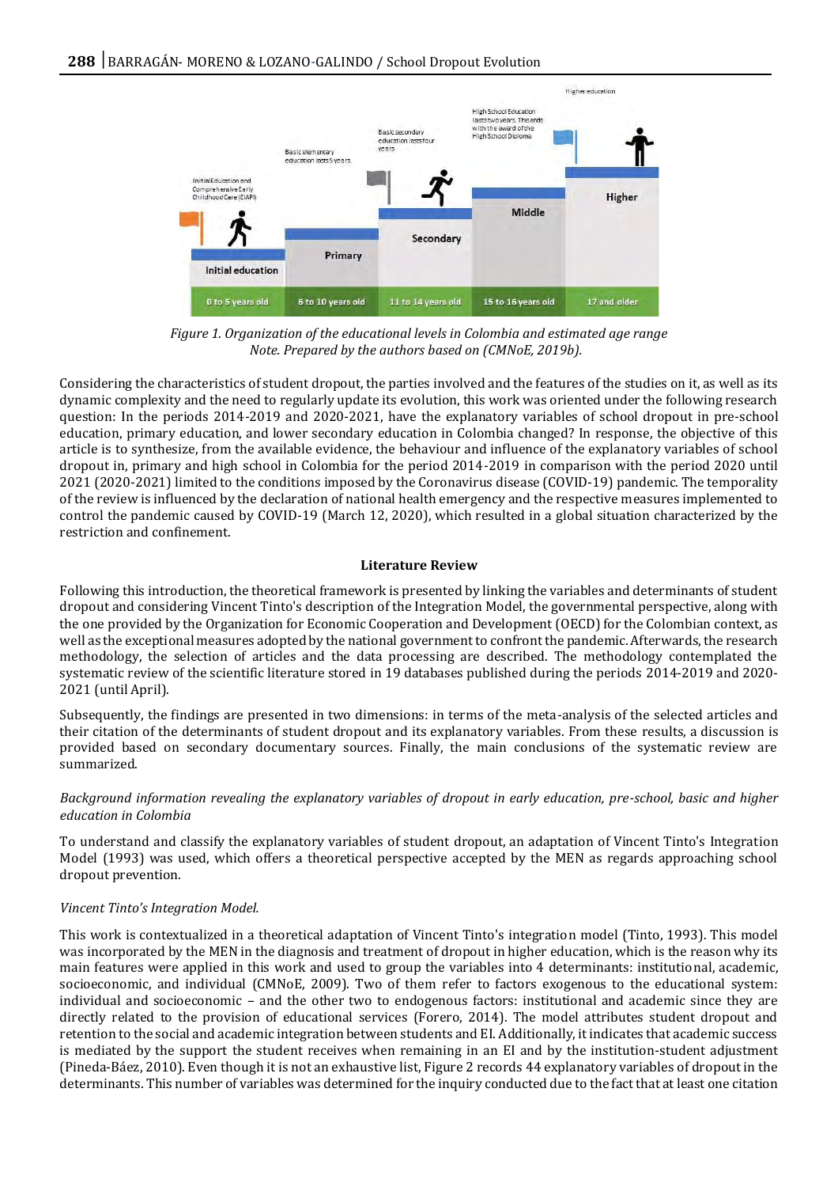Figure 1. Organization of the educational levels in Colombia and estimated age range
Note. Prepared by the authors based on (CMNoE, 2019b).

Considering the characteristics of student dropout, the parties involved and the features of the studies on it, as well as its dynamic complexity and the need to regularly update its evolution, this work was oriented under the following research question: In the periods 2014-2019 and 2020-2021, have the explanatory variables of school dropout in pre-school education, primary education, and lower secondary education in Colombia changed? In response, the objective of this article is to synthesize, from the available evidence, the behaviour and influence of the explanatory variables of school dropout in, primary and high school in Colombia for the period 2014-2019 in comparison with the period 2020 until 2021 (2020-2021) limited to the conditions imposed by the Coronavirus disease (COVID-19) pandemic. The temporality of the review is influenced by the declaration of national health emergency and the respective measures implemented to control the pandemic caused by COVID-19 (March 12, 2020), which resulted in a global situation characterized by the restriction and confinement.

## Literature Review

Following this introduction, the theoretical framework is presented by linking the variables and determinants of student dropout and considering Vincent Tinto's description of the Integration Model, the governmental perspective, along with the one provided by the Organization for Economic Cooperation and Development (OECD) for the Colombian context, as well as the exceptional measures adopted by the national government to confront the pandemic. Afterwards, the research methodology, the selection of articles and the data processing are described. The methodology contemplated the systematic review of the scientific literature stored in 19 databases published during the periods 2014-2019 and 2020-2021 (until April).

Subsequently, the findings are presented in two dimensions: in terms of the meta-analysis of the selected articles and their citation of the determinants of student dropout and its explanatory variables. From these results, a discussion is provided based on secondary documentary sources. Finally, the main conclusions of the systematic review are summarized.

### *Background information revealing the explanatory variables of dropout in early education, pre-school, basic and higher education in Colombia*

To understand and classify the explanatory variables of student dropout, an adaptation of Vincent Tinto's Integration Model (1993) was used, which offers a theoretical perspective accepted by the MEN as regards approaching school dropout prevention.

### *Vincent Tinto's Integration Model.*

This work is contextualized in a theoretical adaptation of Vincent Tinto's integration model (Tinto, 1993). This model was incorporated by the MEN in the diagnosis and treatment of dropout in higher education, which is the reason why its main features were applied in this work and used to group the variables into 4 determinants: institutional, academic, socioeconomic, and individual (CMNoE, 2009). Two of them refer to factors exogenous to the educational system: individual and socioeconomic – and the other two to endogenous factors: institutional and academic since they are directly related to the provision of educational services (Forero, 2014). The model attributes student dropout and retention to the social and academic integration between students and EI. Additionally, it indicates that academic success is mediated by the support the student receives when remaining in an EI and by the institution-student adjustment (Pineda-Báez, 2010). Even though it is not an exhaustive list, Figure 2 records 44 explanatory variables of dropout in the determinants. This number of variables was determined for the inquiry conducted due to the fact that at least one citation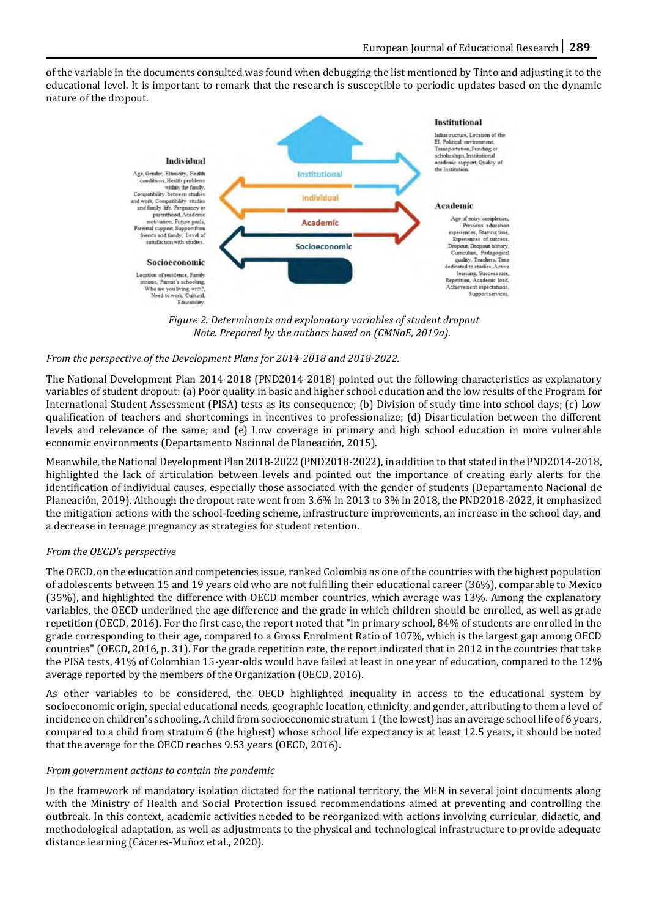of the variable in the documents consulted was found when debugging the list mentioned by Tinto and adjusting it to the educational level. It is important to remark that the research is susceptible to periodic updates based on the dynamic nature of the dropout.

**Individual**

Age, Gender, Ethnicity, Health conditions, Health problems within the family, Compatibility between studies and work, Compatibility studies and family life, Pregnancy or parenthood, Academic motivation, Future goals, Parental support, Support from friends and family, Level of satisfaction with studies.

**Socioeconomic**

Location of residence, Family income, Parent's schooling, Who are you living with?, Need to work, Cultural, Educability

**Institutional**

Infrastructure, Location of the EI, Political environment, Transportation, Funding or scholarships, Institutional academic support, Quality of the Institution.

**Academic**

Age of entry/completion, Previous education experiences, Staying time, Experiences of success, Dropout, Dropout history, Curriculum, Pedagogical quality, Teachers, Time dedicated to studies, Active learning, Success rate, Repetition, Academic load, Achievement expectations, Support services.

*Figure 2. Determinants and explanatory variables of student dropout*
*Note. Prepared by the authors based on (CMNoE, 2019a).*

*From the perspective of the Development Plans for 2014-2018 and 2018-2022.*

The National Development Plan 2014-2018 (PND2014-2018) pointed out the following characteristics as explanatory variables of student dropout: (a) Poor quality in basic and higher school education and the low results of the Program for International Student Assessment (PISA) tests as its consequence; (b) Division of study time into school days; (c) Low qualification of teachers and shortcomings in incentives to professionalize; (d) Disarticulation between the different levels and relevance of the same; and (e) Low coverage in primary and high school education in more vulnerable economic environments (Departamento Nacional de Planeación, 2015).

Meanwhile, the National Development Plan 2018-2022 (PND2018-2022), in addition to that stated in the PND2014-2018, highlighted the lack of articulation between levels and pointed out the importance of creating early alerts for the identification of individual causes, especially those associated with the gender of students (Departamento Nacional de Planeación, 2019). Although the dropout rate went from 3.6% in 2013 to 3% in 2018, the PND2018-2022, it emphasized the mitigation actions with the school-feeding scheme, infrastructure improvements, an increase in the school day, and a decrease in teenage pregnancy as strategies for student retention.

*From the OECD's perspective*

The OECD, on the education and competencies issue, ranked Colombia as one of the countries with the highest population of adolescents between 15 and 19 years old who are not fulfilling their educational career (36%), comparable to Mexico (35%), and highlighted the difference with OECD member countries, which average was 13%. Among the explanatory variables, the OECD underlined the age difference and the grade in which children should be enrolled, as well as grade repetition (OECD, 2016). For the first case, the report noted that "in primary school, 84% of students are enrolled in the grade corresponding to their age, compared to a Gross Enrolment Ratio of 107%, which is the largest gap among OECD countries" (OECD, 2016, p. 31). For the grade repetition rate, the report indicated that in 2012 in the countries that take the PISA tests, 41% of Colombian 15-year-olds would have failed at least in one year of education, compared to the 12% average reported by the members of the Organization (OECD, 2016).

As other variables to be considered, the OECD highlighted inequality in access to the educational system by socioeconomic origin, special educational needs, geographic location, ethnicity, and gender, attributing to them a level of incidence on children's schooling. A child from socioeconomic stratum 1 (the lowest) has an average school life of 6 years, compared to a child from stratum 6 (the highest) whose school life expectancy is at least 12.5 years, it should be noted that the average for the OECD reaches 9.53 years (OECD, 2016).

*From government actions to contain the pandemic*

In the framework of mandatory isolation dictated for the national territory, the MEN in several joint documents along with the Ministry of Health and Social Protection issued recommendations aimed at preventing and controlling the outbreak. In this context, academic activities needed to be reorganized with actions involving curricular, didactic, and methodological adaptation, as well as adjustments to the physical and technological infrastructure to provide adequate distance learning (Cáceres-Muñoz et al., 2020).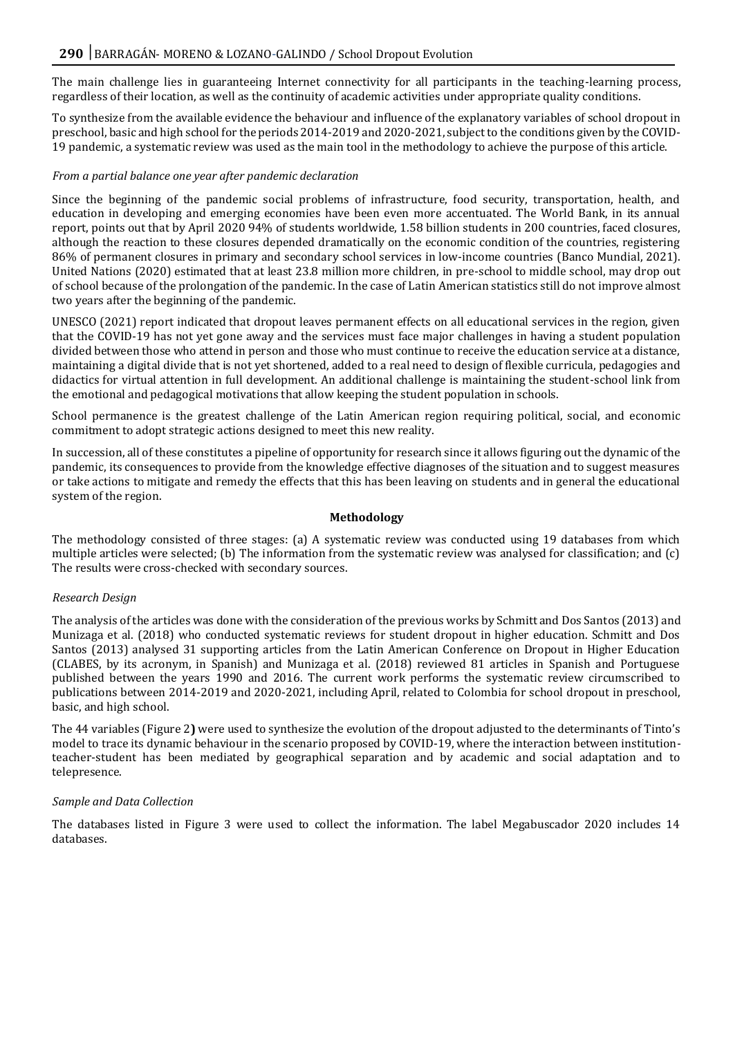The main challenge lies in guaranteeing Internet connectivity for all participants in the teaching-learning process, regardless of their location, as well as the continuity of academic activities under appropriate quality conditions.

To synthesize from the available evidence the behaviour and influence of the explanatory variables of school dropout in preschool, basic and high school for the periods 2014-2019 and 2020-2021, subject to the conditions given by the COVID-19 pandemic, a systematic review was used as the main tool in the methodology to achieve the purpose of this article.

*From a partial balance one year after pandemic declaration*

Since the beginning of the pandemic social problems of infrastructure, food security, transportation, health, and education in developing and emerging economies have been even more accentuated. The World Bank, in its annual report, points out that by April 2020 94% of students worldwide, 1.58 billion students in 200 countries, faced closures, although the reaction to these closures depended dramatically on the economic condition of the countries, registering 86% of permanent closures in primary and secondary school services in low-income countries (Banco Mundial, 2021). United Nations (2020) estimated that at least 23.8 million more children, in pre-school to middle school, may drop out of school because of the prolongation of the pandemic. In the case of Latin American statistics still do not improve almost two years after the beginning of the pandemic.

UNESCO (2021) report indicated that dropout leaves permanent effects on all educational services in the region, given that the COVID-19 has not yet gone away and the services must face major challenges in having a student population divided between those who attend in person and those who must continue to receive the education service at a distance, maintaining a digital divide that is not yet shortened, added to a real need to design of flexible curricula, pedagogies and didactics for virtual attention in full development. An additional challenge is maintaining the student-school link from the emotional and pedagogical motivations that allow keeping the student population in schools.

School permanence is the greatest challenge of the Latin American region requiring political, social, and economic commitment to adopt strategic actions designed to meet this new reality.

In succession, all of these constitutes a pipeline of opportunity for research since it allows figuring out the dynamic of the pandemic, its consequences to provide from the knowledge effective diagnoses of the situation and to suggest measures or take actions to mitigate and remedy the effects that this has been leaving on students and in general the educational system of the region.

## Methodology

The methodology consisted of three stages: (a) A systematic review was conducted using 19 databases from which multiple articles were selected; (b) The information from the systematic review was analysed for classification; and (c) The results were cross-checked with secondary sources.

### *Research Design*

The analysis of the articles was done with the consideration of the previous works by Schmitt and Dos Santos (2013) and Munizaga et al. (2018) who conducted systematic reviews for student dropout in higher education. Schmitt and Dos Santos (2013) analysed 31 supporting articles from the Latin American Conference on Dropout in Higher Education (CLABES, by its acronym, in Spanish) and Munizaga et al. (2018) reviewed 81 articles in Spanish and Portuguese published between the years 1990 and 2016. The current work performs the systematic review circumscribed to publications between 2014-2019 and 2020-2021, including April, related to Colombia for school dropout in preschool, basic, and high school.

The 44 variables (Figure 2**)** were used to synthesize the evolution of the dropout adjusted to the determinants of Tinto's model to trace its dynamic behaviour in the scenario proposed by COVID-19, where the interaction between institution-teacher-student has been mediated by geographical separation and by academic and social adaptation and to telepresence.

### *Sample and Data Collection*

The databases listed in Figure 3 were used to collect the information. The label Megabuscador 2020 includes 14 databases.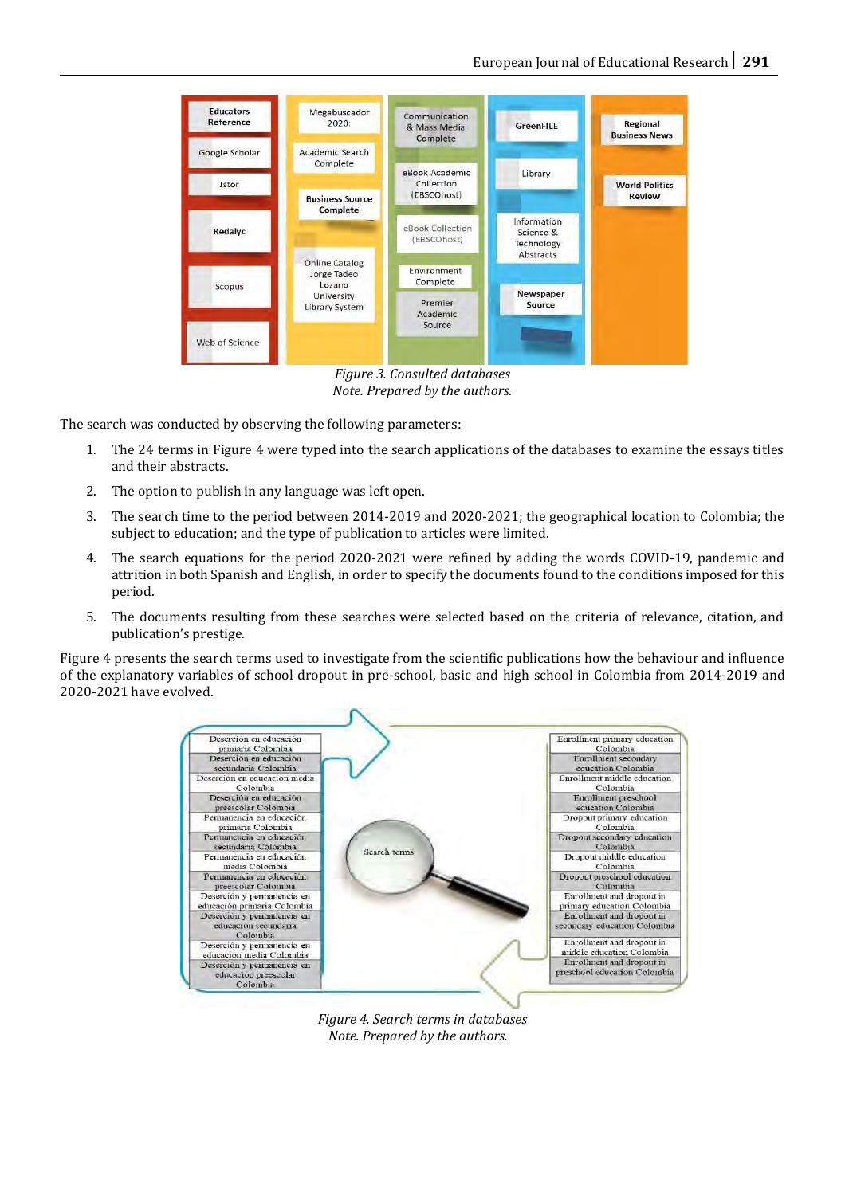Figure 3. Consulted databases
Note. Prepared by the authors.

The search was conducted by observing the following parameters:

1. The 24 terms in Figure 4 were typed into the search applications of the databases to examine the essays titles and their abstracts.
2. The option to publish in any language was left open.
3. The search time to the period between 2014-2019 and 2020-2021; the geographical location to Colombia; the subject to education; and the type of publication to articles were limited.
4. The search equations for the period 2020-2021 were refined by adding the words COVID-19, pandemic and attrition in both Spanish and English, in order to specify the documents found to the conditions imposed for this period.
5. The documents resulting from these searches were selected based on the criteria of relevance, citation, and publication's prestige.

Figure 4 presents the search terms used to investigate from the scientific publications how the behaviour and influence of the explanatory variables of school dropout in pre-school, basic and high school in Colombia from 2014-2019 and 2020-2021 have evolved.

Figure 4. Search terms in databases
Note. Prepared by the authors.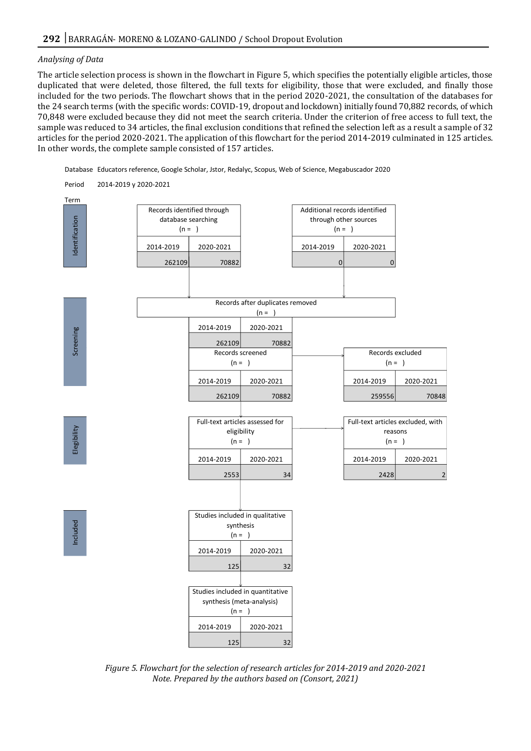*Analysing of Data*

The article selection process is shown in the flowchart in Figure 5, which specifies the potentially eligible articles, those duplicated that were deleted, those filtered, the full texts for eligibility, those that were excluded, and finally those included for the two periods. The flowchart shows that in the period 2020-2021, the consultation of the databases for the 24 search terms (with the specific words: COVID-19, dropout and lockdown) initially found 70,882 records, of which 70,848 were excluded because they did not meet the search criteria. Under the criterion of free access to full text, the sample was reduced to 34 articles, the final exclusion conditions that refined the selection left as a result a sample of 32 articles for the period 2020-2021. The application of this flowchart for the period 2014-2019 culminated in 125 articles. In other words, the complete sample consisted of 157 articles.

Database Educators reference, Google Scholar, Jstor, Redalyc, Scopus, Web of Science, Megabuscador 2020

Period 2014-2019 y 2020-2021

Term

| Stage | Box | 2014-2019 | 2020-2021 |
|---|---|---|---|
| Identification | Records identified through database searching (n = ) | 262109 | 70882 |
| Identification | Additional records identified through other sources (n = ) | 0 | 0 |
| Screening | Records after duplicates removed (n = ) | 262109 | 70882 |
| Screening | Records screened (n = ) | 262109 | 70882 |
| Screening | Records excluded (n = ) | 259556 | 70848 |
| Elegibility | Full-text articles assessed for eligibility (n = ) | 2553 | 34 |
| Elegibility | Full-text articles excluded, with reasons (n = ) | 2428 | 2 |
| Included | Studies included in qualitative synthesis (n = ) | 125 | 32 |
| Included | Studies included in quantitative synthesis (meta-analysis) (n = ) | 125 | 32 |

*Figure 5. Flowchart for the selection of research articles for 2014-2019 and 2020-2021*
*Note. Prepared by the authors based on (Consort, 2021)*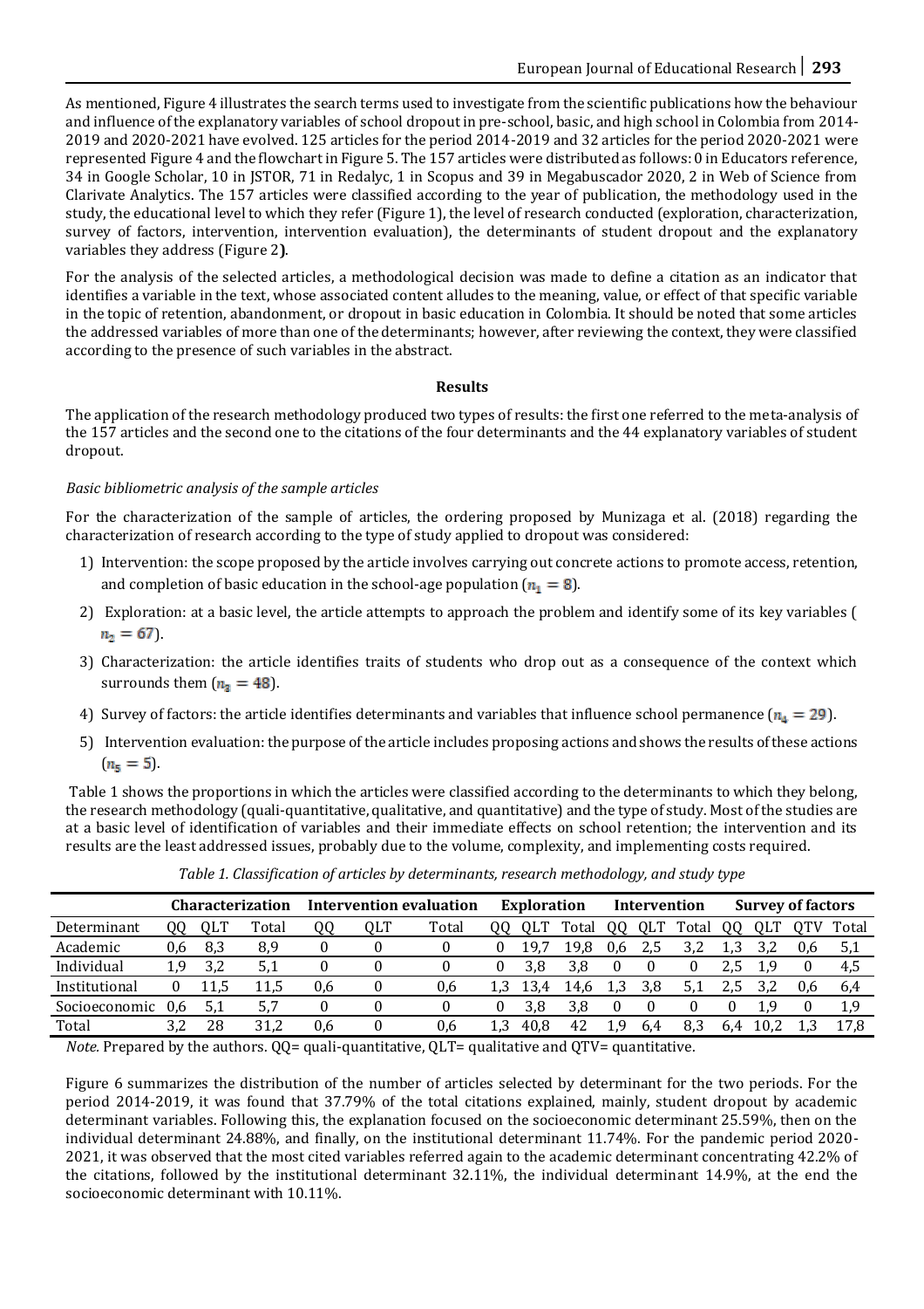As mentioned, Figure 4 illustrates the search terms used to investigate from the scientific publications how the behaviour and influence of the explanatory variables of school dropout in pre-school, basic, and high school in Colombia from 2014-2019 and 2020-2021 have evolved. 125 articles for the period 2014-2019 and 32 articles for the period 2020-2021 were represented Figure 4 and the flowchart in Figure 5. The 157 articles were distributed as follows: 0 in Educators reference, 34 in Google Scholar, 10 in JSTOR, 71 in Redalyc, 1 in Scopus and 39 in Megabuscador 2020, 2 in Web of Science from Clarivate Analytics. The 157 articles were classified according to the year of publication, the methodology used in the study, the educational level to which they refer (Figure 1), the level of research conducted (exploration, characterization, survey of factors, intervention, intervention evaluation), the determinants of student dropout and the explanatory variables they address (Figure 2**)**.

For the analysis of the selected articles, a methodological decision was made to define a citation as an indicator that identifies a variable in the text, whose associated content alludes to the meaning, value, or effect of that specific variable in the topic of retention, abandonment, or dropout in basic education in Colombia. It should be noted that some articles the addressed variables of more than one of the determinants; however, after reviewing the context, they were classified according to the presence of such variables in the abstract.

## Results

The application of the research methodology produced two types of results: the first one referred to the meta-analysis of the 157 articles and the second one to the citations of the four determinants and the 44 explanatory variables of student dropout.

### *Basic bibliometric analysis of the sample articles*

For the characterization of the sample of articles, the ordering proposed by Munizaga et al. (2018) regarding the characterization of research according to the type of study applied to dropout was considered:

1) Intervention: the scope proposed by the article involves carrying out concrete actions to promote access, retention, and completion of basic education in the school-age population ($n_1 = 8$).
2) Exploration: at a basic level, the article attempts to approach the problem and identify some of its key variables ($n_2 = 67$).
3) Characterization: the article identifies traits of students who drop out as a consequence of the context which surrounds them ($n_3 = 48$).
4) Survey of factors: the article identifies determinants and variables that influence school permanence ($n_4 = 29$).
5) Intervention evaluation: the purpose of the article includes proposing actions and shows the results of these actions ($n_5 = 5$).

Table 1 shows the proportions in which the articles were classified according to the determinants to which they belong, the research methodology (quali-quantitative, qualitative, and quantitative) and the type of study. Most of the studies are at a basic level of identification of variables and their immediate effects on school retention; the intervention and its results are the least addressed issues, probably due to the volume, complexity, and implementing costs required.

*Table 1. Classification of articles by determinants, research methodology, and study type*

| | Characterization | | | Intervention evaluation | | | Exploration | | | Intervention | | | Survey of factors | | | |
|---|---|---|---|---|---|---|---|---|---|---|---|---|---|---|---|---|
| Determinant | QQ | QLT | Total | QQ | QLT | Total | QQ | QLT | Total | QQ | QLT | Total | QQ | QLT | QTV | Total |
| Academic | 0,6 | 8,3 | 8,9 | 0 | 0 | 0 | 0 | 19,7 | 19,8 | 0,6 | 2,5 | 3,2 | 1,3 | 3,2 | 0,6 | 5,1 |
| Individual | 1,9 | 3,2 | 5,1 | 0 | 0 | 0 | 0 | 3,8 | 3,8 | 0 | 0 | 0 | 2,5 | 1,9 | 0 | 4,5 |
| Institutional | 0 | 11,5 | 11,5 | 0,6 | 0 | 0,6 | 1,3 | 13,4 | 14,6 | 1,3 | 3,8 | 5,1 | 2,5 | 3,2 | 0,6 | 6,4 |
| Socioeconomic | 0,6 | 5,1 | 5,7 | 0 | 0 | 0 | 0 | 3,8 | 3,8 | 0 | 0 | 0 | 0 | 1,9 | 0 | 1,9 |
| Total | 3,2 | 28 | 31,2 | 0,6 | 0 | 0,6 | 1,3 | 40,8 | 42 | 1,9 | 6,4 | 8,3 | 6,4 | 10,2 | 1,3 | 17,8 |

*Note.* Prepared by the authors. QQ= quali-quantitative, QLT= qualitative and QTV= quantitative.

Figure 6 summarizes the distribution of the number of articles selected by determinant for the two periods. For the period 2014-2019, it was found that 37.79% of the total citations explained, mainly, student dropout by academic determinant variables. Following this, the explanation focused on the socioeconomic determinant 25.59%, then on the individual determinant 24.88%, and finally, on the institutional determinant 11.74%. For the pandemic period 2020-2021, it was observed that the most cited variables referred again to the academic determinant concentrating 42.2% of the citations, followed by the institutional determinant 32.11%, the individual determinant 14.9%, at the end the socioeconomic determinant with 10.11%.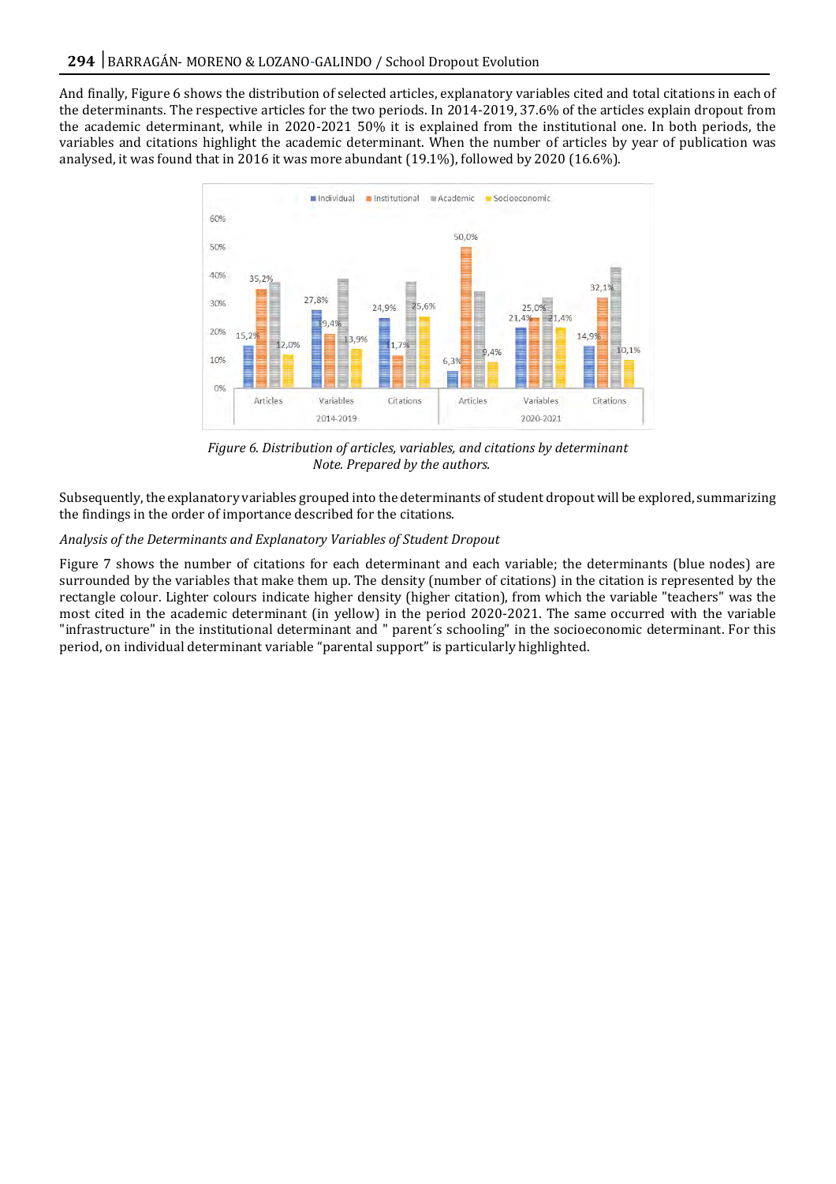And finally, Figure 6 shows the distribution of selected articles, explanatory variables cited and total citations in each of the determinants. The respective articles for the two periods. In 2014-2019, 37.6% of the articles explain dropout from the academic determinant, while in 2020-2021 50% it is explained from the institutional one. In both periods, the variables and citations highlight the academic determinant. When the number of articles by year of publication was analysed, it was found that in 2016 it was more abundant (19.1%), followed by 2020 (16.6%).

*Figure 6. Distribution of articles, variables, and citations by determinant*
*Note. Prepared by the authors.*

Subsequently, the explanatory variables grouped into the determinants of student dropout will be explored, summarizing the findings in the order of importance described for the citations.

*Analysis of the Determinants and Explanatory Variables of Student Dropout*

Figure 7 shows the number of citations for each determinant and each variable; the determinants (blue nodes) are surrounded by the variables that make them up. The density (number of citations) in the citation is represented by the rectangle colour. Lighter colours indicate higher density (higher citation), from which the variable "teachers" was the most cited in the academic determinant (in yellow) in the period 2020-2021. The same occurred with the variable "infrastructure" in the institutional determinant and " parent´s schooling" in the socioeconomic determinant. For this period, on individual determinant variable "parental support" is particularly highlighted.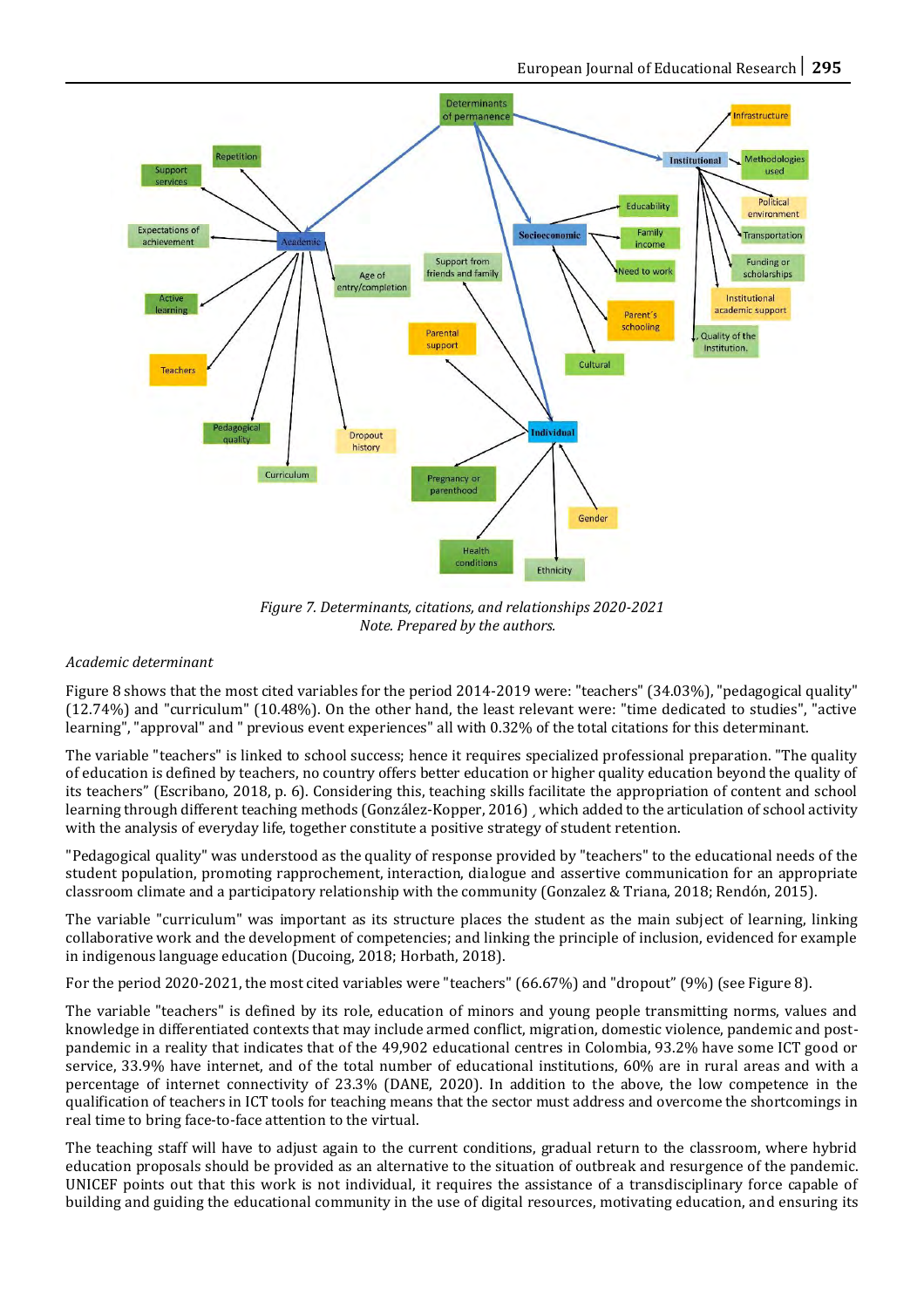*Figure 7. Determinants, citations, and relationships 2020-2021*
*Note. Prepared by the authors.*

*Academic determinant*

Figure 8 shows that the most cited variables for the period 2014-2019 were: "teachers" (34.03%), "pedagogical quality" (12.74%) and "curriculum" (10.48%). On the other hand, the least relevant were: "time dedicated to studies", "active learning", "approval" and " previous event experiences" all with 0.32% of the total citations for this determinant.

The variable "teachers" is linked to school success; hence it requires specialized professional preparation. "The quality of education is defined by teachers, no country offers better education or higher quality education beyond the quality of its teachers" (Escribano, 2018, p. 6). Considering this, teaching skills facilitate the appropriation of content and school learning through different teaching methods (González-Kopper, 2016) , which added to the articulation of school activity with the analysis of everyday life, together constitute a positive strategy of student retention.

"Pedagogical quality" was understood as the quality of response provided by "teachers" to the educational needs of the student population, promoting rapprochement, interaction, dialogue and assertive communication for an appropriate classroom climate and a participatory relationship with the community (Gonzalez & Triana, 2018; Rendón, 2015).

The variable "curriculum" was important as its structure places the student as the main subject of learning, linking collaborative work and the development of competencies; and linking the principle of inclusion, evidenced for example in indigenous language education (Ducoing, 2018; Horbath, 2018).

For the period 2020-2021, the most cited variables were "teachers" (66.67%) and "dropout" (9%) (see Figure 8).

The variable "teachers" is defined by its role, education of minors and young people transmitting norms, values and knowledge in differentiated contexts that may include armed conflict, migration, domestic violence, pandemic and post-pandemic in a reality that indicates that of the 49,902 educational centres in Colombia, 93.2% have some ICT good or service, 33.9% have internet, and of the total number of educational institutions, 60% are in rural areas and with a percentage of internet connectivity of 23.3% (DANE, 2020). In addition to the above, the low competence in the qualification of teachers in ICT tools for teaching means that the sector must address and overcome the shortcomings in real time to bring face-to-face attention to the virtual.

The teaching staff will have to adjust again to the current conditions, gradual return to the classroom, where hybrid education proposals should be provided as an alternative to the situation of outbreak and resurgence of the pandemic. UNICEF points out that this work is not individual, it requires the assistance of a transdisciplinary force capable of building and guiding the educational community in the use of digital resources, motivating education, and ensuring its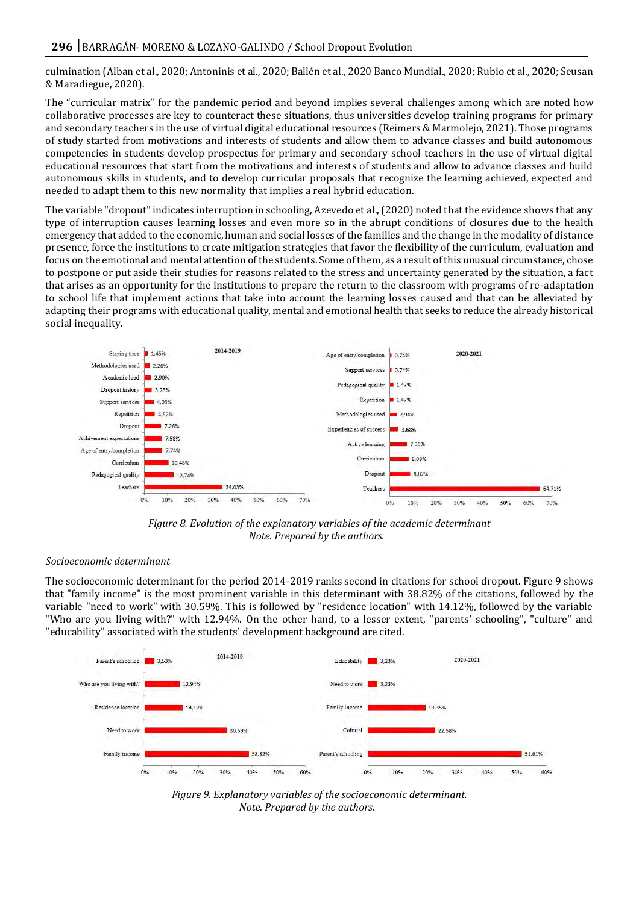culmination (Alban et al., 2020; Antoninis et al., 2020; Ballén et al., 2020 Banco Mundial., 2020; Rubio et al., 2020; Seusan & Maradiegue, 2020).

The "curricular matrix" for the pandemic period and beyond implies several challenges among which are noted how collaborative processes are key to counteract these situations, thus universities develop training programs for primary and secondary teachers in the use of virtual digital educational resources (Reimers & Marmolejo, 2021). Those programs of study started from motivations and interests of students and allow them to advance classes and build autonomous competencies in students develop prospectus for primary and secondary school teachers in the use of virtual digital educational resources that start from the motivations and interests of students and allow to advance classes and build autonomous skills in students, and to develop curricular proposals that recognize the learning achieved, expected and needed to adapt them to this new normality that implies a real hybrid education.

The variable "dropout" indicates interruption in schooling, Azevedo et al., (2020) noted that the evidence shows that any type of interruption causes learning losses and even more so in the abrupt conditions of closures due to the health emergency that added to the economic, human and social losses of the families and the change in the modality of distance presence, force the institutions to create mitigation strategies that favor the flexibility of the curriculum, evaluation and focus on the emotional and mental attention of the students. Some of them, as a result of this unusual circumstance, chose to postpone or put aside their studies for reasons related to the stress and uncertainty generated by the situation, a fact that arises as an opportunity for the institutions to prepare the return to the classroom with programs of re-adaptation to school life that implement actions that take into account the learning losses caused and that can be alleviated by adapting their programs with educational quality, mental and emotional health that seeks to reduce the already historical social inequality.

| 2014-2019 | |
|---|---|
| Staying time | 1,45% |
| Methodologies used | 2,26% |
| Academic load | 2,90% |
| Dropout history | 3,23% |
| Support services | 4,03% |
| Repetition | 4,52% |
| Dropout | 7,26% |
| Achivement expectations | 7,58% |
| Age of entry/completion | 7,74% |
| Curriculum | 10,48% |
| Pedagogical quality | 12,74% |
| Teachers | 34,03% |

| 2020-2021 | |
|---|---|
| Age of entry/completion | 0,74% |
| Support services | 0,74% |
| Pedagogical quality | 1,47% |
| Repetition | 1,47% |
| Methodologies used | 2,94% |
| Experiencies of success | 3,68% |
| Active learning | 7,35% |
| Curriculum | 8,09% |
| Dropout | 8,82% |
| Teachers | 64,71% |

*Figure 8. Evolution of the explanatory variables of the academic determinant*
*Note. Prepared by the authors.*

*Socioeconomic determinant*

The socioeconomic determinant for the period 2014-2019 ranks second in citations for school dropout. Figure 9 shows that "family income" is the most prominent variable in this determinant with 38.82% of the citations, followed by the variable "need to work" with 30.59%. This is followed by "residence location" with 14.12%, followed by the variable "Who are you living with?" with 12.94%. On the other hand, to a lesser extent, "parents' schooling", "culture" and "educability" associated with the students' development background are cited.

| 2014-2019 | |
|---|---|
| Parent's schooling | 3,53% |
| Who are you living with? | 12,94% |
| Residence location | 14,12% |
| Need to work | 30,59% |
| Family income | 38,82% |

| 2020-2021 | |
|---|---|
| Educability | 3,23% |
| Need to work | 3,23% |
| Family income | 19,35% |
| Cultural | 22,58% |
| Parent's schooling | 51,61% |

*Figure 9. Explanatory variables of the socioeconomic determinant.*
*Note. Prepared by the authors.*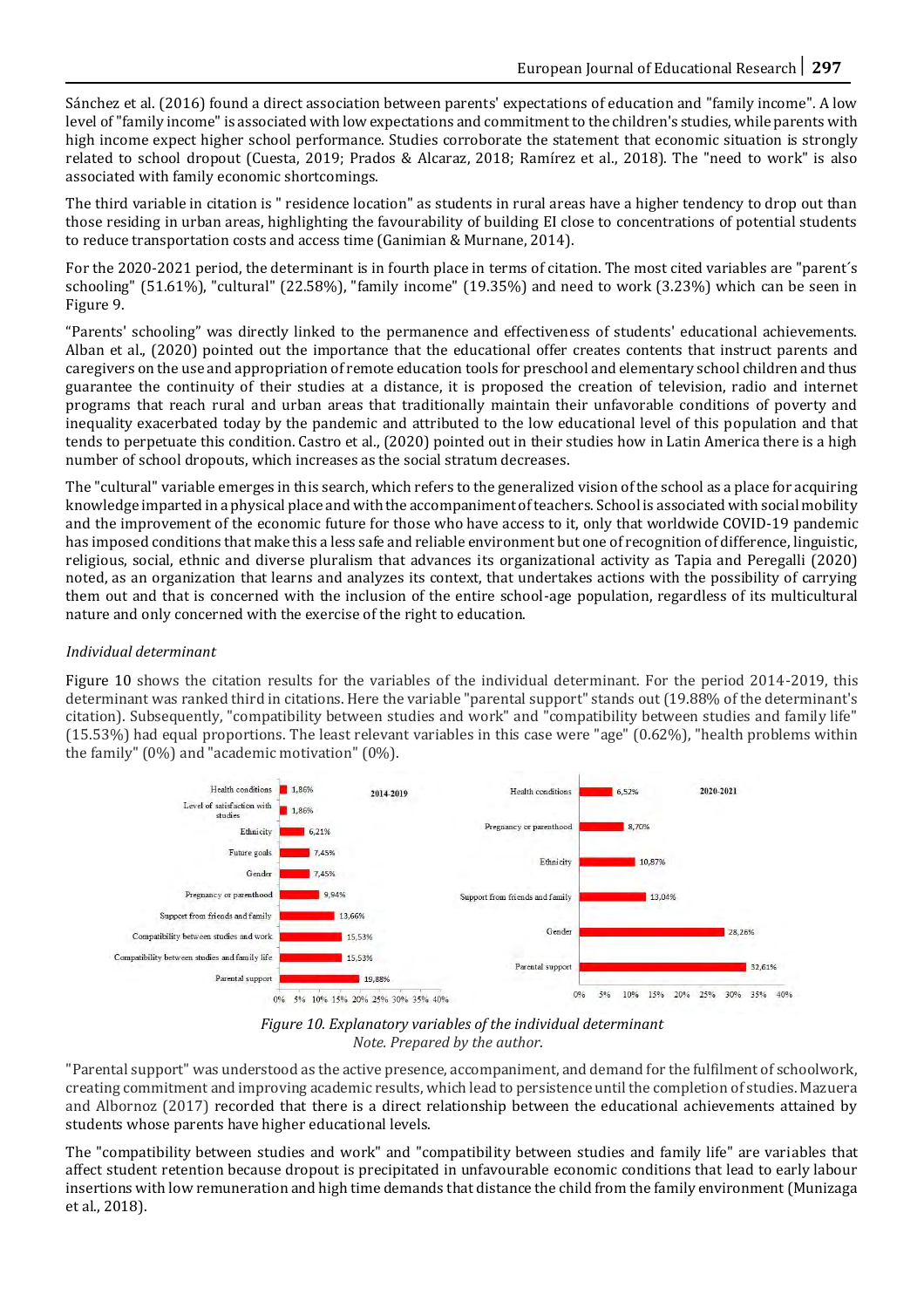Sánchez et al. (2016) found a direct association between parents' expectations of education and "family income". A low level of "family income" is associated with low expectations and commitment to the children's studies, while parents with high income expect higher school performance. Studies corroborate the statement that economic situation is strongly related to school dropout (Cuesta, 2019; Prados & Alcaraz, 2018; Ramírez et al., 2018). The "need to work" is also associated with family economic shortcomings.

The third variable in citation is " residence location" as students in rural areas have a higher tendency to drop out than those residing in urban areas, highlighting the favourability of building EI close to concentrations of potential students to reduce transportation costs and access time (Ganimian & Murnane, 2014).

For the 2020-2021 period, the determinant is in fourth place in terms of citation. The most cited variables are "parent´s schooling" (51.61%), "cultural" (22.58%), "family income" (19.35%) and need to work (3.23%) which can be seen in Figure 9.

“Parents' schooling” was directly linked to the permanence and effectiveness of students' educational achievements. Alban et al., (2020) pointed out the importance that the educational offer creates contents that instruct parents and caregivers on the use and appropriation of remote education tools for preschool and elementary school children and thus guarantee the continuity of their studies at a distance, it is proposed the creation of television, radio and internet programs that reach rural and urban areas that traditionally maintain their unfavorable conditions of poverty and inequality exacerbated today by the pandemic and attributed to the low educational level of this population and that tends to perpetuate this condition. Castro et al., (2020) pointed out in their studies how in Latin America there is a high number of school dropouts, which increases as the social stratum decreases.

The "cultural" variable emerges in this search, which refers to the generalized vision of the school as a place for acquiring knowledge imparted in a physical place and with the accompaniment of teachers. School is associated with social mobility and the improvement of the economic future for those who have access to it, only that worldwide COVID-19 pandemic has imposed conditions that make this a less safe and reliable environment but one of recognition of difference, linguistic, religious, social, ethnic and diverse pluralism that advances its organizational activity as Tapia and Peregalli (2020) noted, as an organization that learns and analyzes its context, that undertakes actions with the possibility of carrying them out and that is concerned with the inclusion of the entire school-age population, regardless of its multicultural nature and only concerned with the exercise of the right to education.

*Individual determinant*

Figure 10 shows the citation results for the variables of the individual determinant. For the period 2014-2019, this determinant was ranked third in citations. Here the variable "parental support" stands out (19.88% of the determinant's citation). Subsequently, "compatibility between studies and work" and "compatibility between studies and family life" (15.53%) had equal proportions. The least relevant variables in this case were "age" (0.62%), "health problems within the family" (0%) and "academic motivation" (0%).

| 2014-2019 | % |
|---|---|
| Health conditions | 1,86% |
| Level of satisfaction with studies | 1,86% |
| Ethnicity | 6,21% |
| Future goals | 7,45% |
| Gender | 7,45% |
| Pregnancy or parenthood | 9,94% |
| Support from friends and family | 13,66% |
| Compatibility between studies and work | 15,53% |
| Compatibility between studies and family life | 15,53% |
| Parental support | 19,88% |

| 2020-2021 | % |
|---|---|
| Health conditions | 6,52% |
| Pregnancy or parenthood | 8,70% |
| Ethnicity | 10,87% |
| Support from friends and family | 13,04% |
| Gender | 28,26% |
| Parental support | 32,61% |

*Figure 10. Explanatory variables of the individual determinant*
*Note. Prepared by the author.*

"Parental support" was understood as the active presence, accompaniment, and demand for the fulfilment of schoolwork, creating commitment and improving academic results, which lead to persistence until the completion of studies. Mazuera and Albornoz (2017) recorded that there is a direct relationship between the educational achievements attained by students whose parents have higher educational levels.

The "compatibility between studies and work" and "compatibility between studies and family life" are variables that affect student retention because dropout is precipitated in unfavourable economic conditions that lead to early labour insertions with low remuneration and high time demands that distance the child from the family environment (Munizaga et al., 2018).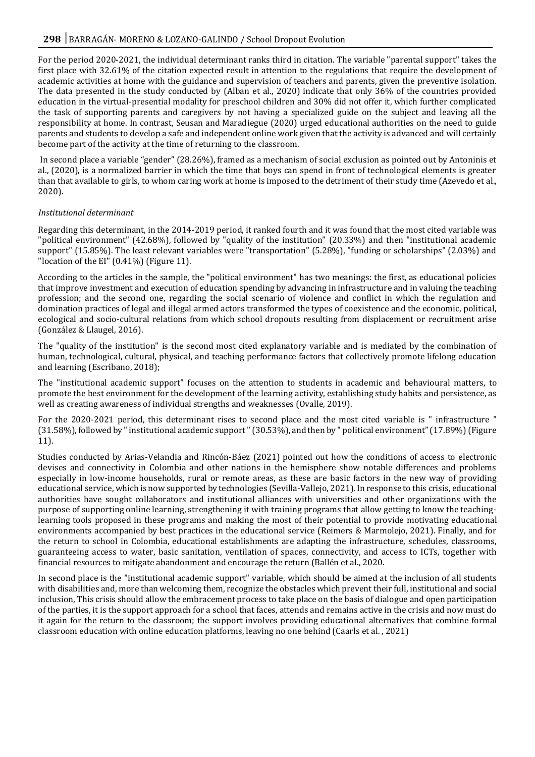For the period 2020-2021, the individual determinant ranks third in citation. The variable "parental support" takes the first place with 32.61% of the citation expected result in attention to the regulations that require the development of academic activities at home with the guidance and supervision of teachers and parents, given the preventive isolation. The data presented in the study conducted by (Alban et al., 2020) indicate that only 36% of the countries provided education in the virtual-presential modality for preschool children and 30% did not offer it, which further complicated the task of supporting parents and caregivers by not having a specialized guide on the subject and leaving all the responsibility at home. In contrast, Seusan and Maradiegue (2020) urged educational authorities on the need to guide parents and students to develop a safe and independent online work given that the activity is advanced and will certainly become part of the activity at the time of returning to the classroom.

In second place a variable "gender" (28.26%), framed as a mechanism of social exclusion as pointed out by Antoninis et al., (2020), is a normalized barrier in which the time that boys can spend in front of technological elements is greater than that available to girls, to whom caring work at home is imposed to the detriment of their study time (Azevedo et al., 2020).

*Institutional determinant*

Regarding this determinant, in the 2014-2019 period, it ranked fourth and it was found that the most cited variable was "political environment" (42.68%), followed by "quality of the institution" (20.33%) and then "institutional academic support" (15.85%). The least relevant variables were "transportation" (5.28%), "funding or scholarships" (2.03%) and "location of the EI" (0.41%) (Figure 11).

According to the articles in the sample, the "political environment" has two meanings: the first, as educational policies that improve investment and execution of education spending by advancing in infrastructure and in valuing the teaching profession; and the second one, regarding the social scenario of violence and conflict in which the regulation and domination practices of legal and illegal armed actors transformed the types of coexistence and the economic, political, ecological and socio-cultural relations from which school dropouts resulting from displacement or recruitment arise (González & Llaugel, 2016).

The "quality of the institution" is the second most cited explanatory variable and is mediated by the combination of human, technological, cultural, physical, and teaching performance factors that collectively promote lifelong education and learning (Escribano, 2018);

The "institutional academic support" focuses on the attention to students in academic and behavioural matters, to promote the best environment for the development of the learning activity, establishing study habits and persistence, as well as creating awareness of individual strengths and weaknesses (Ovalle, 2019).

For the 2020-2021 period, this determinant rises to second place and the most cited variable is " infrastructure " (31.58%), followed by " institutional academic support " (30.53%), and then by " political environment" (17.89%) (Figure 11).

Studies conducted by Arias-Velandia and Rincón-Báez (2021) pointed out how the conditions of access to electronic devises and connectivity in Colombia and other nations in the hemisphere show notable differences and problems especially in low-income households, rural or remote areas, as these are basic factors in the new way of providing educational service, which is now supported by technologies (Sevilla-Vallejo, 2021). In response to this crisis, educational authorities have sought collaborators and institutional alliances with universities and other organizations with the purpose of supporting online learning, strengthening it with training programs that allow getting to know the teaching-learning tools proposed in these programs and making the most of their potential to provide motivating educational environments accompanied by best practices in the educational service (Reimers & Marmolejo, 2021). Finally, and for the return to school in Colombia, educational establishments are adapting the infrastructure, schedules, classrooms, guaranteeing access to water, basic sanitation, ventilation of spaces, connectivity, and access to ICTs, together with financial resources to mitigate abandonment and encourage the return (Ballén et al., 2020.

In second place is the "institutional academic support" variable, which should be aimed at the inclusion of all students with disabilities and, more than welcoming them, recognize the obstacles which prevent their full, institutional and social inclusion, This crisis should allow the embracement process to take place on the basis of dialogue and open participation of the parties, it is the support approach for a school that faces, attends and remains active in the crisis and now must do it again for the return to the classroom; the support involves providing educational alternatives that combine formal classroom education with online education platforms, leaving no one behind (Caarls et al. , 2021)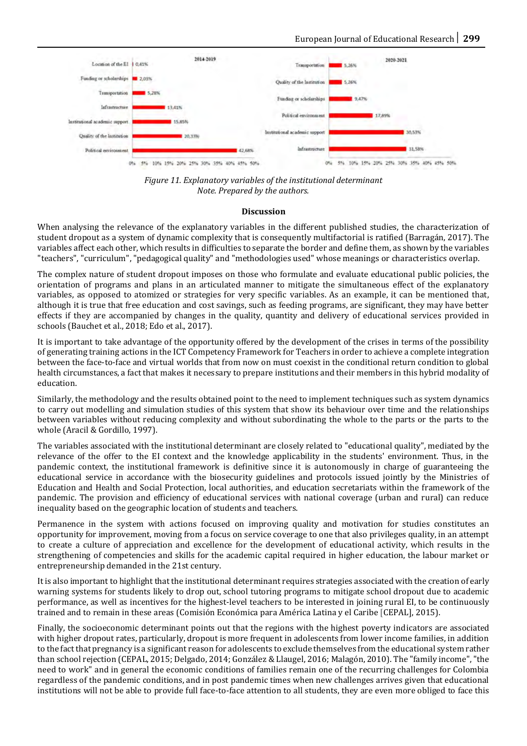Figure 11. *Explanatory variables of the institutional determinant*
*Note*. Prepared by the authors.

**Discussion**

When analysing the relevance of the explanatory variables in the different published studies, the characterization of student dropout as a system of dynamic complexity that is consequently multifactorial is ratified (Barragán, 2017). The variables affect each other, which results in difficulties to separate the border and define them, as shown by the variables "teachers", "curriculum", "pedagogical quality" and "methodologies used" whose meanings or characteristics overlap.

The complex nature of student dropout imposes on those who formulate and evaluate educational public policies, the orientation of programs and plans in an articulated manner to mitigate the simultaneous effect of the explanatory variables, as opposed to atomized or strategies for very specific variables. As an example, it can be mentioned that, although it is true that free education and cost savings, such as feeding programs, are significant, they may have better effects if they are accompanied by changes in the quality, quantity and delivery of educational services provided in schools (Bauchet et al., 2018; Edo et al., 2017).

It is important to take advantage of the opportunity offered by the development of the crises in terms of the possibility of generating training actions in the ICT Competency Framework for Teachers in order to achieve a complete integration between the face-to-face and virtual worlds that from now on must coexist in the conditional return condition to global health circumstances, a fact that makes it necessary to prepare institutions and their members in this hybrid modality of education.

Similarly, the methodology and the results obtained point to the need to implement techniques such as system dynamics to carry out modelling and simulation studies of this system that show its behaviour over time and the relationships between variables without reducing complexity and without subordinating the whole to the parts or the parts to the whole (Aracil & Gordillo, 1997).

The variables associated with the institutional determinant are closely related to "educational quality", mediated by the relevance of the offer to the EI context and the knowledge applicability in the students' environment. Thus, in the pandemic context, the institutional framework is definitive since it is autonomously in charge of guaranteeing the educational service in accordance with the biosecurity guidelines and protocols issued jointly by the Ministries of Education and Health and Social Protection, local authorities, and education secretariats within the framework of the pandemic. The provision and efficiency of educational services with national coverage (urban and rural) can reduce inequality based on the geographic location of students and teachers.

Permanence in the system with actions focused on improving quality and motivation for studies constitutes an opportunity for improvement, moving from a focus on service coverage to one that also privileges quality, in an attempt to create a culture of appreciation and excellence for the development of educational activity, which results in the strengthening of competencies and skills for the academic capital required in higher education, the labour market or entrepreneurship demanded in the 21st century.

It is also important to highlight that the institutional determinant requires strategies associated with the creation of early warning systems for students likely to drop out, school tutoring programs to mitigate school dropout due to academic performance, as well as incentives for the highest-level teachers to be interested in joining rural EI, to be continuously trained and to remain in these areas (Comisión Económica para América Latina y el Caribe [CEPAL], 2015).

Finally, the socioeconomic determinant points out that the regions with the highest poverty indicators are associated with higher dropout rates, particularly, dropout is more frequent in adolescents from lower income families, in addition to the fact that pregnancy is a significant reason for adolescents to exclude themselves from the educational system rather than school rejection (CEPAL, 2015; Delgado, 2014; González & Llaugel, 2016; Malagón, 2010). The "family income", "the need to work" and in general the economic conditions of families remain one of the recurring challenges for Colombia regardless of the pandemic conditions, and in post pandemic times when new challenges arrives given that educational institutions will not be able to provide full face-to-face attention to all students, they are even more obliged to face this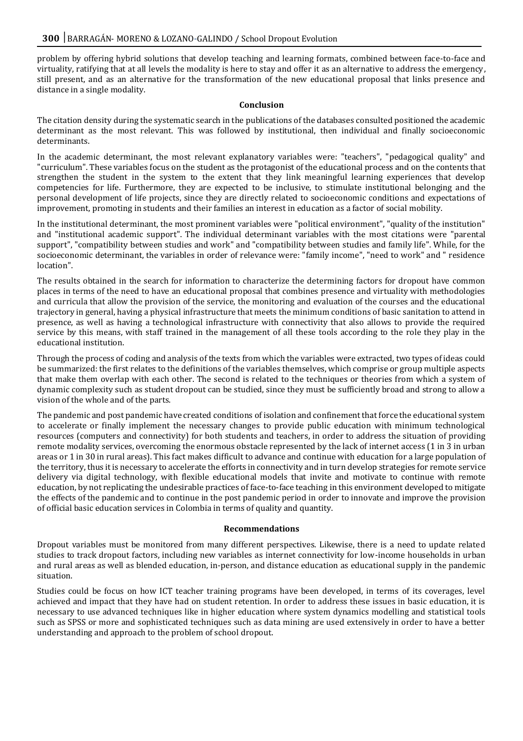problem by offering hybrid solutions that develop teaching and learning formats, combined between face-to-face and virtuality, ratifying that at all levels the modality is here to stay and offer it as an alternative to address the emergency, still present, and as an alternative for the transformation of the new educational proposal that links presence and distance in a single modality.

## Conclusion

The citation density during the systematic search in the publications of the databases consulted positioned the academic determinant as the most relevant. This was followed by institutional, then individual and finally socioeconomic determinants.

In the academic determinant, the most relevant explanatory variables were: "teachers", "pedagogical quality" and "curriculum". These variables focus on the student as the protagonist of the educational process and on the contents that strengthen the student in the system to the extent that they link meaningful learning experiences that develop competencies for life. Furthermore, they are expected to be inclusive, to stimulate institutional belonging and the personal development of life projects, since they are directly related to socioeconomic conditions and expectations of improvement, promoting in students and their families an interest in education as a factor of social mobility.

In the institutional determinant, the most prominent variables were "political environment", "quality of the institution" and "institutional academic support". The individual determinant variables with the most citations were "parental support", "compatibility between studies and work" and "compatibility between studies and family life". While, for the socioeconomic determinant, the variables in order of relevance were: "family income", "need to work" and " residence location".

The results obtained in the search for information to characterize the determining factors for dropout have common places in terms of the need to have an educational proposal that combines presence and virtuality with methodologies and curricula that allow the provision of the service, the monitoring and evaluation of the courses and the educational trajectory in general, having a physical infrastructure that meets the minimum conditions of basic sanitation to attend in presence, as well as having a technological infrastructure with connectivity that also allows to provide the required service by this means, with staff trained in the management of all these tools according to the role they play in the educational institution.

Through the process of coding and analysis of the texts from which the variables were extracted, two types of ideas could be summarized: the first relates to the definitions of the variables themselves, which comprise or group multiple aspects that make them overlap with each other. The second is related to the techniques or theories from which a system of dynamic complexity such as student dropout can be studied, since they must be sufficiently broad and strong to allow a vision of the whole and of the parts.

The pandemic and post pandemic have created conditions of isolation and confinement that force the educational system to accelerate or finally implement the necessary changes to provide public education with minimum technological resources (computers and connectivity) for both students and teachers, in order to address the situation of providing remote modality services, overcoming the enormous obstacle represented by the lack of internet access (1 in 3 in urban areas or 1 in 30 in rural areas). This fact makes difficult to advance and continue with education for a large population of the territory, thus it is necessary to accelerate the efforts in connectivity and in turn develop strategies for remote service delivery via digital technology, with flexible educational models that invite and motivate to continue with remote education, by not replicating the undesirable practices of face-to-face teaching in this environment developed to mitigate the effects of the pandemic and to continue in the post pandemic period in order to innovate and improve the provision of official basic education services in Colombia in terms of quality and quantity.

## Recommendations

Dropout variables must be monitored from many different perspectives. Likewise, there is a need to update related studies to track dropout factors, including new variables as internet connectivity for low-income households in urban and rural areas as well as blended education, in-person, and distance education as educational supply in the pandemic situation.

Studies could be focus on how ICT teacher training programs have been developed, in terms of its coverages, level achieved and impact that they have had on student retention. In order to address these issues in basic education, it is necessary to use advanced techniques like in higher education where system dynamics modelling and statistical tools such as SPSS or more and sophisticated techniques such as data mining are used extensively in order to have a better understanding and approach to the problem of school dropout.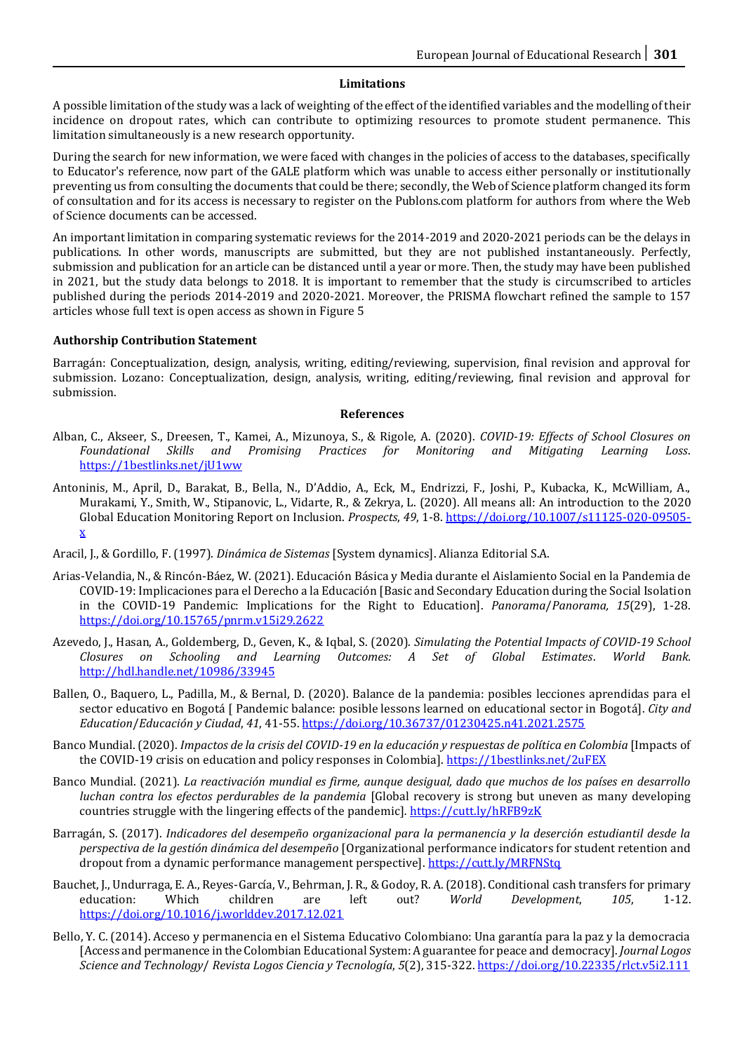### Limitations

A possible limitation of the study was a lack of weighting of the effect of the identified variables and the modelling of their incidence on dropout rates, which can contribute to optimizing resources to promote student permanence. This limitation simultaneously is a new research opportunity.

During the search for new information, we were faced with changes in the policies of access to the databases, specifically to Educator's reference, now part of the GALE platform which was unable to access either personally or institutionally preventing us from consulting the documents that could be there; secondly, the Web of Science platform changed its form of consultation and for its access is necessary to register on the Publons.com platform for authors from where the Web of Science documents can be accessed.

An important limitation in comparing systematic reviews for the 2014-2019 and 2020-2021 periods can be the delays in publications. In other words, manuscripts are submitted, but they are not published instantaneously. Perfectly, submission and publication for an article can be distanced until a year or more. Then, the study may have been published in 2021, but the study data belongs to 2018. It is important to remember that the study is circumscribed to articles published during the periods 2014-2019 and 2020-2021. Moreover, the PRISMA flowchart refined the sample to 157 articles whose full text is open access as shown in Figure 5

### Authorship Contribution Statement

Barragán: Conceptualization, design, analysis, writing, editing/reviewing, supervision, final revision and approval for submission. Lozano: Conceptualization, design, analysis, writing, editing/reviewing, final revision and approval for submission.

### References

Alban, C., Akseer, S., Dreesen, T., Kamei, A., Mizunoya, S., & Rigole, A. (2020). *COVID-19: Effects of School Closures on Foundational Skills and Promising Practices for Monitoring and Mitigating Learning Loss*. https://1bestlinks.net/jU1ww

Antoninis, M., April, D., Barakat, B., Bella, N., D'Addio, A., Eck, M., Endrizzi, F., Joshi, P., Kubacka, K., McWilliam, A., Murakami, Y., Smith, W., Stipanovic, L., Vidarte, R., & Zekrya, L. (2020). All means all: An introduction to the 2020 Global Education Monitoring Report on Inclusion. *Prospects*, *49*, 1-8. https://doi.org/10.1007/s11125-020-09505-x

Aracil, J., & Gordillo, F. (1997). *Dinámica de Sistemas* [System dynamics]. Alianza Editorial S.A.

Arias-Velandia, N., & Rincón-Báez, W. (2021). Educación Básica y Media durante el Aislamiento Social en la Pandemia de COVID-19: Implicaciones para el Derecho a la Educación [Basic and Secondary Education during the Social Isolation in the COVID-19 Pandemic: Implications for the Right to Education]. *Panorama/Panorama, 15*(29), 1-28. https://doi.org/10.15765/pnrm.v15i29.2622

Azevedo, J., Hasan, A., Goldemberg, D., Geven, K., & Iqbal, S. (2020). *Simulating the Potential Impacts of COVID-19 School Closures on Schooling and Learning Outcomes: A Set of Global Estimates*. *World Bank.* http://hdl.handle.net/10986/33945

Ballen, O., Baquero, L., Padilla, M., & Bernal, D. (2020). Balance de la pandemia: posibles lecciones aprendidas para el sector educativo en Bogotá [ Pandemic balance: posible lessons learned on educational sector in Bogotá]. *City and Education/Educación y Ciudad*, *41*, 41-55. https://doi.org/10.36737/01230425.n41.2021.2575

Banco Mundial. (2020). *Impactos de la crisis del COVID-19 en la educación y respuestas de política en Colombia* [Impacts of the COVID-19 crisis on education and policy responses in Colombia]. https://1bestlinks.net/2uFEX

Banco Mundial. (2021). *La reactivación mundial es firme, aunque desigual, dado que muchos de los países en desarrollo luchan contra los efectos perdurables de la pandemia* [Global recovery is strong but uneven as many developing countries struggle with the lingering effects of the pandemic]*.* https://cutt.ly/hRFB9zK

Barragán, S. (2017). *Indicadores del desempeño organizacional para la permanencia y la deserción estudiantil desde la perspectiva de la gestión dinámica del desempeño* [Organizational performance indicators for student retention and dropout from a dynamic performance management perspective]. https://cutt.ly/MRFNStq

Bauchet, J., Undurraga, E. A., Reyes-García, V., Behrman, J. R., & Godoy, R. A. (2018). Conditional cash transfers for primary education: Which children are left out? *World Development*, *105*, 1-12. https://doi.org/10.1016/j.worlddev.2017.12.021

Bello, Y. C. (2014). Acceso y permanencia en el Sistema Educativo Colombiano: Una garantía para la paz y la democracia [Access and permanence in the Colombian Educational System: A guarantee for peace and democracy]. *Journal Logos Science and Technology/ Revista Logos Ciencia y Tecnología*, *5*(2), 315-322. https://doi.org/10.22335/rlct.v5i2.111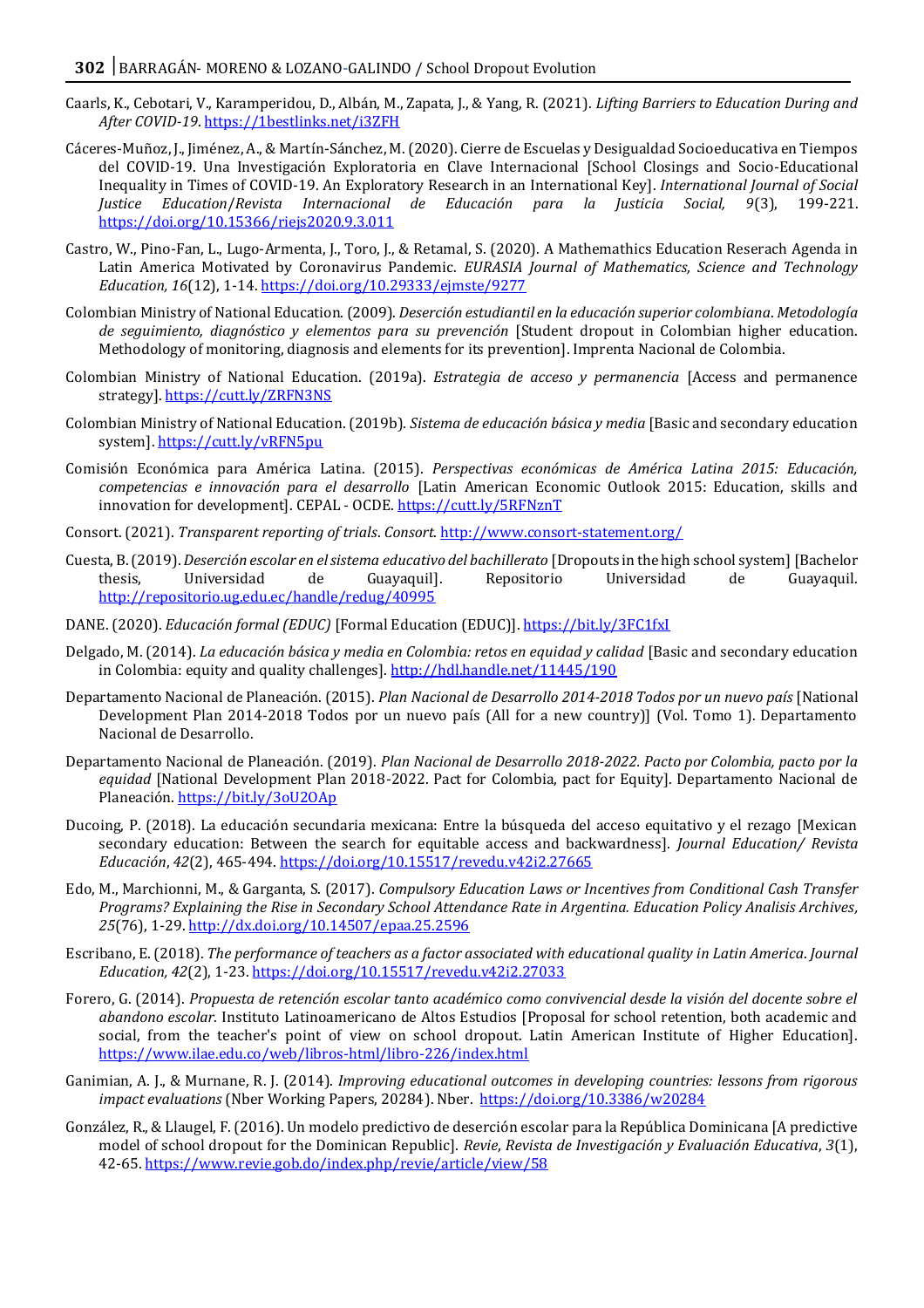Caarls, K., Cebotari, V., Karamperidou, D., Albán, M., Zapata, J., & Yang, R. (2021). *Lifting Barriers to Education During and After COVID-19*. https://1bestlinks.net/i3ZFH

Cáceres-Muñoz, J., Jiménez, A., & Martín-Sánchez, M. (2020). Cierre de Escuelas y Desigualdad Socioeducativa en Tiempos del COVID-19. Una Investigación Exploratoria en Clave Internacional [School Closings and Socio-Educational Inequality in Times of COVID-19. An Exploratory Research in an International Key]. *International Journal of Social Justice Education/Revista Internacional de Educación para la Justicia Social, 9*(3), 199-221. https://doi.org/10.15366/riejs2020.9.3.011

Castro, W., Pino-Fan, L., Lugo-Armenta, J., Toro, J., & Retamal, S. (2020). A Mathemathics Education Reserach Agenda in Latin America Motivated by Coronavirus Pandemic. *EURASIA Journal of Mathematics, Science and Technology Education, 16*(12), 1-14. https://doi.org/10.29333/ejmste/9277

Colombian Ministry of National Education. (2009). *Deserción estudiantil en la educación superior colombiana*. *Metodología de seguimiento, diagnóstico y elementos para su prevención* [Student dropout in Colombian higher education. Methodology of monitoring, diagnosis and elements for its prevention]. Imprenta Nacional de Colombia.

Colombian Ministry of National Education. (2019a). *Estrategia de acceso y permanencia* [Access and permanence strategy]. https://cutt.ly/ZRFN3NS

Colombian Ministry of National Education. (2019b). *Sistema de educación básica y media* [Basic and secondary education system]. https://cutt.ly/vRFN5pu

Comisión Económica para América Latina. (2015). *Perspectivas económicas de América Latina 2015: Educación, competencias e innovación para el desarrollo* [Latin American Economic Outlook 2015: Education, skills and innovation for development]. CEPAL - OCDE. https://cutt.ly/5RFNznT

Consort. (2021). *Transparent reporting of trials*. *Consort*. http://www.consort-statement.org/

Cuesta, B. (2019). *Deserción escolar en el sistema educativo del bachillerato* [Dropouts in the high school system] [Bachelor thesis, Universidad de Guayaquil]. Repositorio Universidad de Guayaquil. http://repositorio.ug.edu.ec/handle/redug/40995

DANE. (2020). *Educación formal (EDUC)* [Formal Education (EDUC)]. https://bit.ly/3FC1fxI

Delgado, M. (2014). *La educación básica y media en Colombia: retos en equidad y calidad* [Basic and secondary education in Colombia: equity and quality challenges]. http://hdl.handle.net/11445/190

Departamento Nacional de Planeación. (2015). *Plan Nacional de Desarrollo 2014-2018 Todos por un nuevo país* [National Development Plan 2014-2018 Todos por un nuevo país (All for a new country)] (Vol. Tomo 1). Departamento Nacional de Desarrollo.

Departamento Nacional de Planeación. (2019). *Plan Nacional de Desarrollo 2018-2022. Pacto por Colombia, pacto por la equidad* [National Development Plan 2018-2022. Pact for Colombia, pact for Equity]. Departamento Nacional de Planeación. https://bit.ly/3oU2OAp

Ducoing, P. (2018). La educación secundaria mexicana: Entre la búsqueda del acceso equitativo y el rezago [Mexican secondary education: Between the search for equitable access and backwardness]. *Journal Education/ Revista Educación*, *42*(2), 465-494. https://doi.org/10.15517/revedu.v42i2.27665

Edo, M., Marchionni, M., & Garganta, S. (2017). *Compulsory Education Laws or Incentives from Conditional Cash Transfer Programs? Explaining the Rise in Secondary School Attendance Rate in Argentina. Education Policy Analisis Archives*, *25*(76), 1-29. http://dx.doi.org/10.14507/epaa.25.2596

Escribano, E. (2018). *The performance of teachers as a factor associated with educational quality in Latin America*. *Journal Education, 42*(2), 1-23. https://doi.org/10.15517/revedu.v42i2.27033

Forero, G. (2014). *Propuesta de retención escolar tanto académico como convivencial desde la visión del docente sobre el abandono escolar.* Instituto Latinoamericano de Altos Estudios [Proposal for school retention, both academic and social, from the teacher's point of view on school dropout. Latin American Institute of Higher Education]. https://www.ilae.edu.co/web/libros-html/libro-226/index.html

Ganimian, A. J., & Murnane, R. J. (2014). *Improving educational outcomes in developing countries: lessons from rigorous impact evaluations* (Nber Working Papers, 20284). Nber. https://doi.org/10.3386/w20284

González, R., & Llaugel, F. (2016). Un modelo predictivo de deserción escolar para la República Dominicana [A predictive model of school dropout for the Dominican Republic]. *Revie*, *Revista de Investigación y Evaluación Educativa*, *3*(1), 42-65. https://www.revie.gob.do/index.php/revie/article/view/58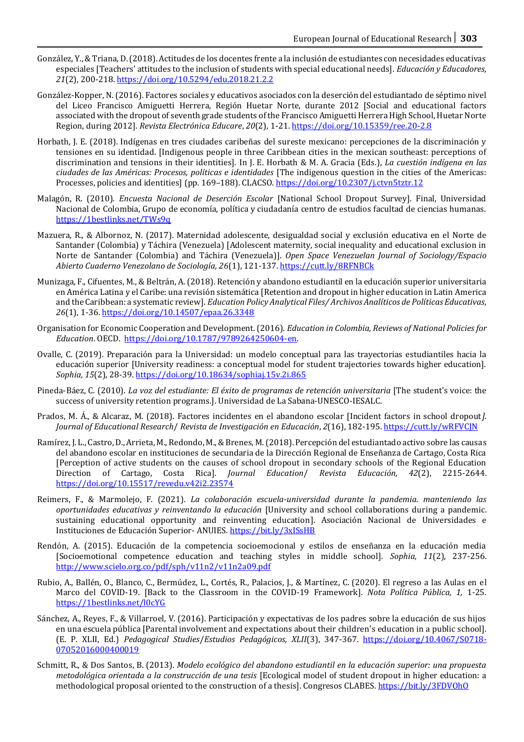González, Y., & Triana, D. (2018). Actitudes de los docentes frente a la inclusión de estudiantes con necesidades educativas especiales [Teachers' attitudes to the inclusion of students with special educational needs]. *Educación y Educadores*, *21*(2), 200-218. https://doi.org/10.5294/edu.2018.21.2.2

González-Kopper, N. (2016). Factores sociales y educativos asociados con la deserción del estudiantado de séptimo nivel del Liceo Francisco Amiguetti Herrera, Región Huetar Norte, durante 2012 [Social and educational factors associated with the dropout of seventh grade students of the Francisco Amiguetti Herrera High School, Huetar Norte Region, during 2012]. *Revista Electrónica Educare*, *20*(2), 1-21. https://doi.org/10.15359/ree.20-2.8

Horbath, J. E. (2018). Indígenas en tres ciudades caribeñas del sureste mexicano: percepciones de la discriminación y tensiones en su identidad. [Indigenous people in three Caribbean cities in the mexican southeast: perceptions of discrimination and tensions in their identities]. In J. E. Horbath & M. A. Gracia (Eds.), *La cuestión indígena en las ciudades de las Américas: Procesos, políticas e identidades* [The indigenous question in the cities of the Americas: Processes, policies and identities] (pp. 169–188). CLACSO. https://doi.org/10.2307/j.ctvn5tztr.12

Malagón, R. (2010). *Encuesta Nacional de Deserción Escolar* [National School Dropout Survey]. Final, Universidad Nacional de Colombia, Grupo de economía, política y ciudadanía centro de estudios facultad de ciencias humanas. https://1bestlinks.net/TWs9q

Mazuera, R., & Albornoz, N. (2017). Maternidad adolescente, desigualdad social y exclusión educativa en el Norte de Santander (Colombia) y Táchira (Venezuela) [Adolescent maternity, social inequality and educational exclusion in Norte de Santander (Colombia) and Táchira (Venezuela)]. *Open Space Venezuelan Journal of Sociology/Espacio Abierto Cuaderno Venezolano de Sociología, 26*(1), 121-137. https://cutt.ly/8RFNBCk

Munizaga, F., Cifuentes, M., & Beltrán, A. (2018). Retención y abandono estudiantil en la educación superior universitaria en América Latina y el Caribe: una revisión sistemática [Retention and dropout in higher education in Latin America and the Caribbean: a systematic review]. *Education Policy Analytical Files/ Archivos Analíticos de Políticas Educativas*, *26*(1), 1-36. https://doi.org/10.14507/epaa.26.3348

Organisation for Economic Cooperation and Development. (2016). *Education in Colombia, Reviews of National Policies for Education*. OECD. https://doi.org/10.1787/9789264250604-en.

Ovalle, C. (2019). Preparación para la Universidad: un modelo conceptual para las trayectorias estudiantiles hacia la educación superior [University readiness: a conceptual model for student trajectories towards higher education]. *Sophia, 15*(2), 28-39. https://doi.org/10.18634/sophiaj.15v.2i.865

Pineda-Báez, C. (2010). *La voz del estudiante: El éxito de programas de retención universitaria* [The student's voice: the success of university retention programs.]. Universidad de La Sabana-UNESCO-IESALC.

Prados, M. Á., & Alcaraz, M. (2018). Factores incidentes en el abandono escolar [Incident factors in school dropout*]. Journal of Educational Research*/ *Revista de Investigación en Educación*, *2*(16), 182-195. https://cutt.ly/wRFVCJN

Ramírez, J. L., Castro, D., Arrieta, M., Redondo, M., & Brenes, M. (2018). Percepción del estudiantado activo sobre las causas del abandono escolar en instituciones de secundaria de la Dirección Regional de Enseñanza de Cartago, Costa Rica [Perception of active students on the causes of school dropout in secondary schools of the Regional Education Direction of Cartago, Costa Rica]. *Journal Education*/ *Revista Educación, 42*(2), 2215-2644. https://doi.org/10.15517/revedu.v42i2.23574

Reimers, F., & Marmolejo, F. (2021). *La colaboración escuela-universidad durante la pandemia. manteniendo las oportunidades educativas y reinventando la educación* [University and school collaborations during a pandemic. sustaining educational opportunity and reinventing education]. Asociación Nacional de Universidades e Instituciones de Educación Superior- ANUIES. https://bit.ly/3xISsHB

Rendón, A. (2015). Educación de la competencia socioemocional y estilos de enseñanza en la educación media [Socioemotional competence education and teaching styles in middle school]. *Sophia, 11*(2), 237-256. http://www.scielo.org.co/pdf/sph/v11n2/v11n2a09.pdf

Rubio, A., Ballén, O., Blanco, C., Bermúdez, L., Cortés, R., Palacios, J., & Martínez, C. (2020). El regreso a las Aulas en el Marco del COVID-19. [Back to the Classroom in the COVID-19 Framework]. *Nota Política Pública, 1,* 1-25. https://1bestlinks.net/l0cYG

Sánchez, A., Reyes, F., & Villarroel, V. (2016). Participación y expectativas de los padres sobre la educación de sus hijos en una escuela pública [Parental involvement and expectations about their children's education in a public school]. (E. P. XLII, Ed.) *Pedagogical Studies*/*Estudios Pedagógicos, XLII*(3), 347-367. https://doi.org/10.4067/S0718-07052016000400019

Schmitt, R., & Dos Santos, B. (2013). *Modelo ecológico del abandono estudiantil en la educación superior: una propuesta metodológica orientada a la construcción de una tesis* [Ecological model of student dropout in higher education: a methodological proposal oriented to the construction of a thesis]. Congresos CLABES. https://bit.ly/3FDVOhO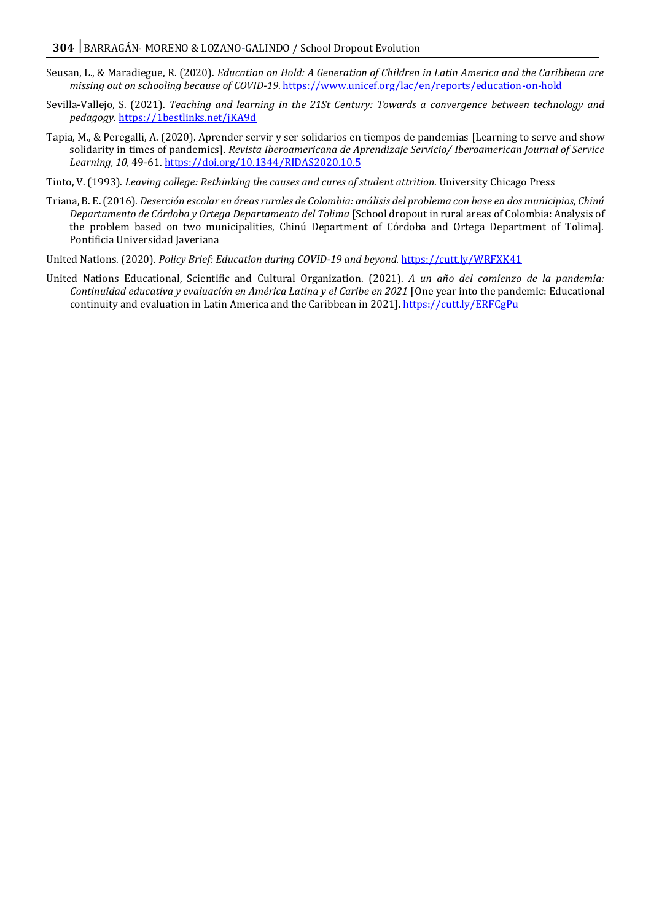Seusan, L., & Maradiegue, R. (2020). *Education on Hold: A Generation of Children in Latin America and the Caribbean are missing out on schooling because of COVID-19*. https://www.unicef.org/lac/en/reports/education-on-hold

Sevilla-Vallejo, S. (2021). *Teaching and learning in the 21St Century: Towards a convergence between technology and pedagogy*. https://1bestlinks.net/jKA9d

Tapia, M., & Peregalli, A. (2020). Aprender servir y ser solidarios en tiempos de pandemias [Learning to serve and show solidarity in times of pandemics]. *Revista Iberoamericana de Aprendizaje Servicio/ Iberoamerican Journal of Service Learning, 10,* 49-61. https://doi.org/10.1344/RIDAS2020.10.5

Tinto, V. (1993). *Leaving college: Rethinking the causes and cures of student attrition*. University Chicago Press

Triana, B. E. (2016). *Deserción escolar en áreas rurales de Colombia: análisis del problema con base en dos municipios, Chinú Departamento de Córdoba y Ortega Departamento del Tolima* [School dropout in rural areas of Colombia: Analysis of the problem based on two municipalities, Chinú Department of Córdoba and Ortega Department of Tolima]. Pontificia Universidad Javeriana

United Nations. (2020). *Policy Brief: Education during COVID-19 and beyond*. https://cutt.ly/WRFXK41

United Nations Educational, Scientific and Cultural Organization. (2021). *A un año del comienzo de la pandemia: Continuidad educativa y evaluación en América Latina y el Caribe en 2021* [One year into the pandemic: Educational continuity and evaluation in Latin America and the Caribbean in 2021]. https://cutt.ly/ERFCgPu